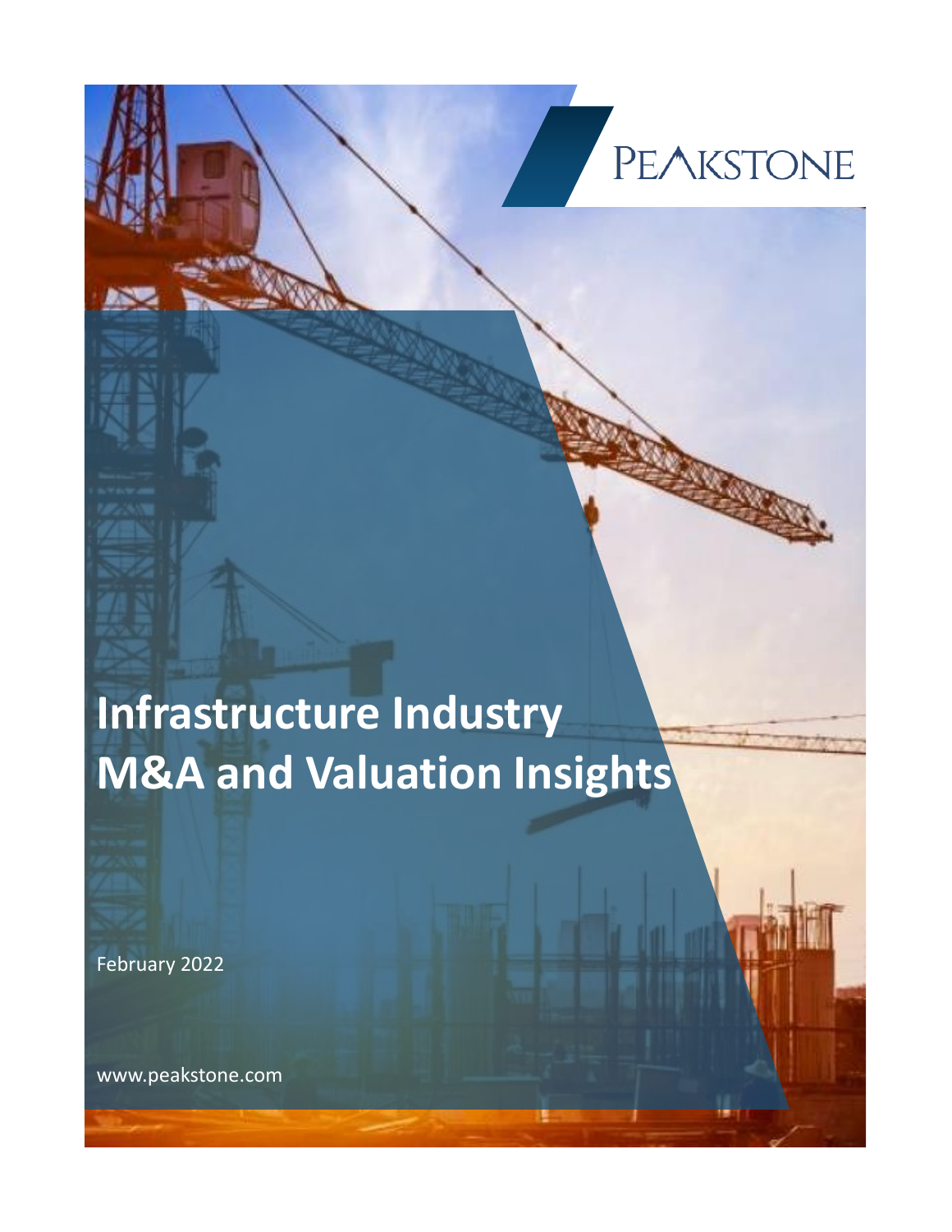PEAKSTONE

# Infrastructure Industry M&A and Valuation Insights

February 2022

www.peakstone.com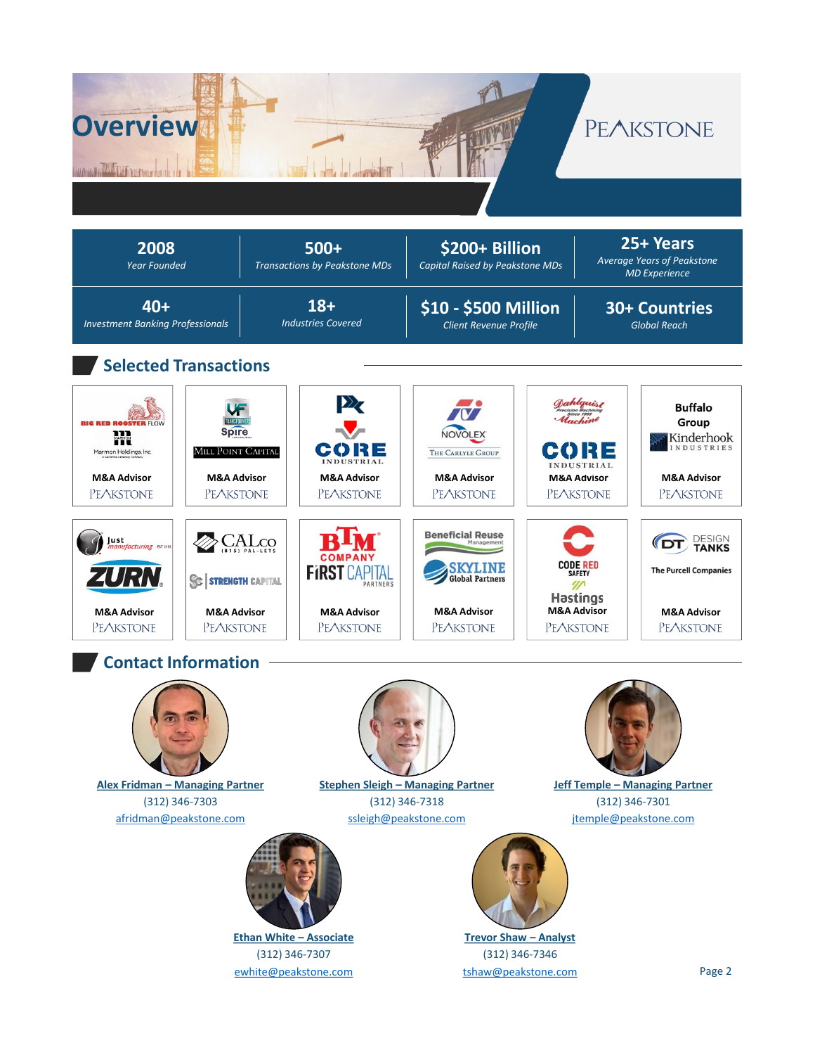# Overview

PEAKSTONE

| 2008 | 500+ | $200+ Billion | 25+ Years |
|---|---|---|---|
| *Year Founded* | *Transactions by Peakstone MDs* | *Capital Raised by Peakstone MDs* | *Average Years of Peakstone MD Experience* |
| **40+** | **18+** | **$10 - $500 Million** | **30+ Countries** |
| *Investment Banking Professionals* | *Industries Covered* | *Client Revenue Profile* | *Global Reach* |

## Selected Transactions

| | | | | | |
|---|---|---|---|---|---|
| Big Red Rooster Flow / Marmon Holdings, Inc. — **M&A Advisor** PEAKSTONE | Spire / Mill Point Capital — **M&A Advisor** PEAKSTONE | PK / Core Industrial — **M&A Advisor** PEAKSTONE | Novolex / The Carlyle Group — **M&A Advisor** PEAKSTONE | Dahlquist Machine / Core Industrial — **M&A Advisor** PEAKSTONE | Buffalo Group / Kinderhook Industries — **M&A Advisor** PEAKSTONE |
| Just Manufacturing / Zurn — **M&A Advisor** PEAKSTONE | CALco Pal-Lets / Strength Capital — **M&A Advisor** PEAKSTONE | BTM Company / First Capital Partners — **M&A Advisor** PEAKSTONE | Beneficial Reuse Management / Skyline Global Partners — **M&A Advisor** PEAKSTONE | Code Red Safety / Hastings — **M&A Advisor** PEAKSTONE | DT Design Tanks / The Purcell Companies — **M&A Advisor** PEAKSTONE |

## Contact Information

**Alex Fridman – Managing Partner**
(312) 346-7303
afridman@peakstone.com

**Stephen Sleigh – Managing Partner**
(312) 346-7318
ssleigh@peakstone.com

**Jeff Temple – Managing Partner**
(312) 346-7301
jtemple@peakstone.com

**Ethan White – Associate**
(312) 346-7307
ewhite@peakstone.com

**Trevor Shaw – Analyst**
(312) 346-7346
tshaw@peakstone.com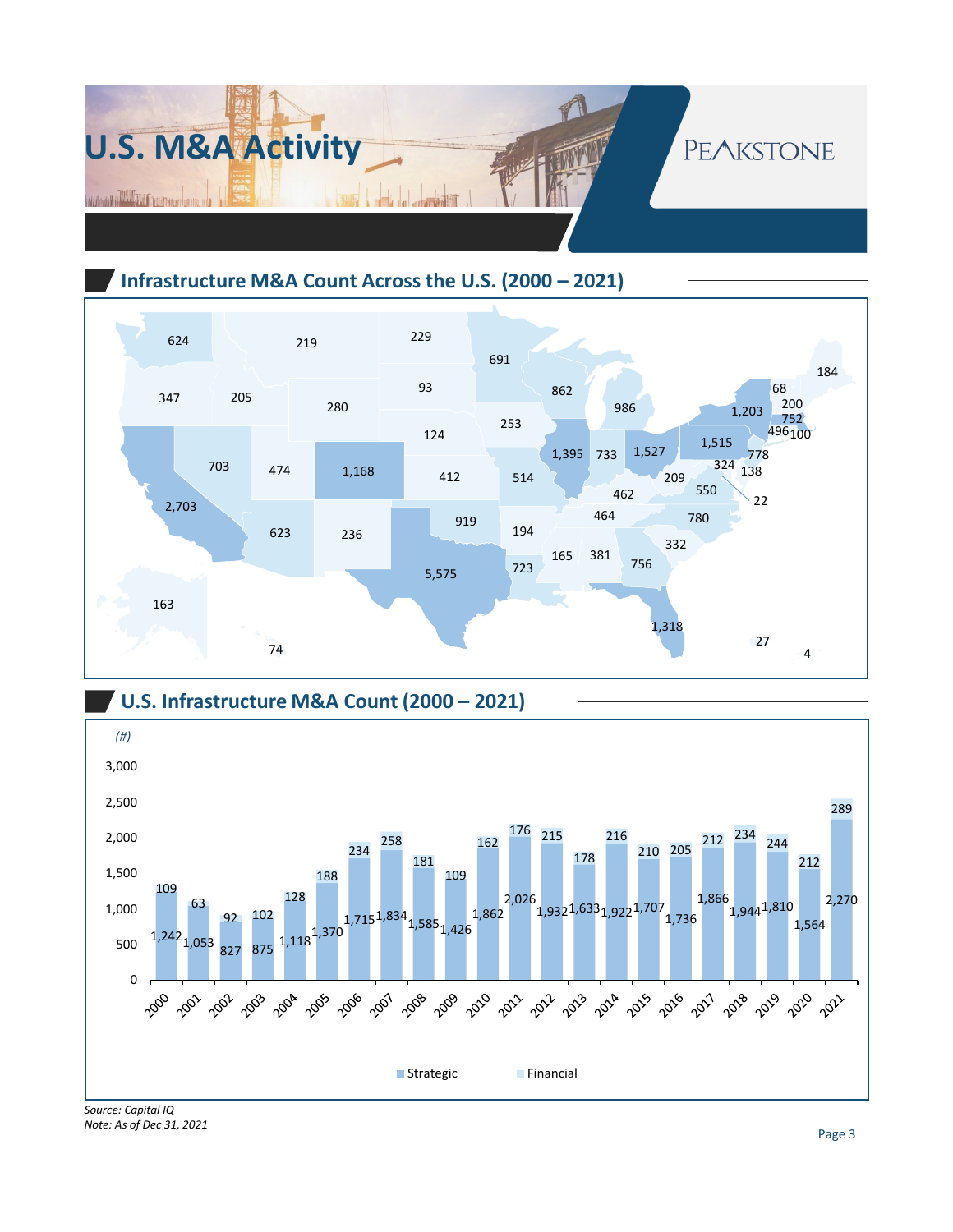# U.S. M&A Activity

PEAKSTONE

## Infrastructure M&A Count Across the U.S. (2000 – 2021)

| State | Count |
|---|---|
| Washington | 624 |
| Oregon | 347 |
| Idaho | 205 |
| Montana | 219 |
| Wyoming | 280 |
| North Dakota | 229 |
| South Dakota | 93 |
| Nebraska | 124 |
| Minnesota | 691 |
| Wisconsin | 862 |
| Michigan | 986 |
| Iowa | 253 |
| Illinois | 1,395 |
| Indiana | 733 |
| Ohio | 1,527 |
| Pennsylvania | 1,515 |
| New York | 1,203 |
| Vermont | 68 |
| New Hampshire | 200 |
| Maine | 184 |
| Massachusetts | 752 |
| Connecticut | 496 |
| Rhode Island | 100 |
| New Jersey | 778 |
| Maryland | 324 |
| Delaware | 138 |
| District of Columbia | 22 |
| California | 2,703 |
| Nevada | 703 |
| Utah | 474 |
| Colorado | 1,168 |
| Kansas | 412 |
| Missouri | 514 |
| Arizona | 623 |
| New Mexico | 236 |
| Oklahoma | 919 |
| Texas | 5,575 |
| Arkansas | 194 |
| Louisiana | 723 |
| Mississippi | 165 |
| Alabama | 381 |
| Georgia | 756 |
| Florida | 1,318 |
| South Carolina | 332 |
| North Carolina | 780 |
| Tennessee | 464 |
| Kentucky | 462 |
| West Virginia | 209 |
| Virginia | 550 |
| Alaska | 163 |
| Hawaii | 74 |
| Puerto Rico | 27 |
| U.S. Virgin Islands | 4 |

## U.S. Infrastructure M&A Count (2000 – 2021)

(#)

| Year | Strategic | Financial |
|---|---|---|
| 2000 | 1,242 | 109 |
| 2001 | 1,053 | 63 |
| 2002 | 827 | 92 |
| 2003 | 875 | 102 |
| 2004 | 1,118 | 128 |
| 2005 | 1,370 | 188 |
| 2006 | 1,715 | 234 |
| 2007 | 1,834 | 258 |
| 2008 | 1,585 | 181 |
| 2009 | 1,426 | 109 |
| 2010 | 1,862 | 162 |
| 2011 | 2,026 | 176 |
| 2012 | 1,932 | 215 |
| 2013 | 1,633 | 178 |
| 2014 | 1,922 | 216 |
| 2015 | 1,707 | 210 |
| 2016 | 1,736 | 205 |
| 2017 | 1,866 | 212 |
| 2018 | 1,944 | 234 |
| 2019 | 1,810 | 244 |
| 2020 | 1,564 | 212 |
| 2021 | 2,270 | 289 |

*Source: Capital IQ*
*Note: As of Dec 31, 2021*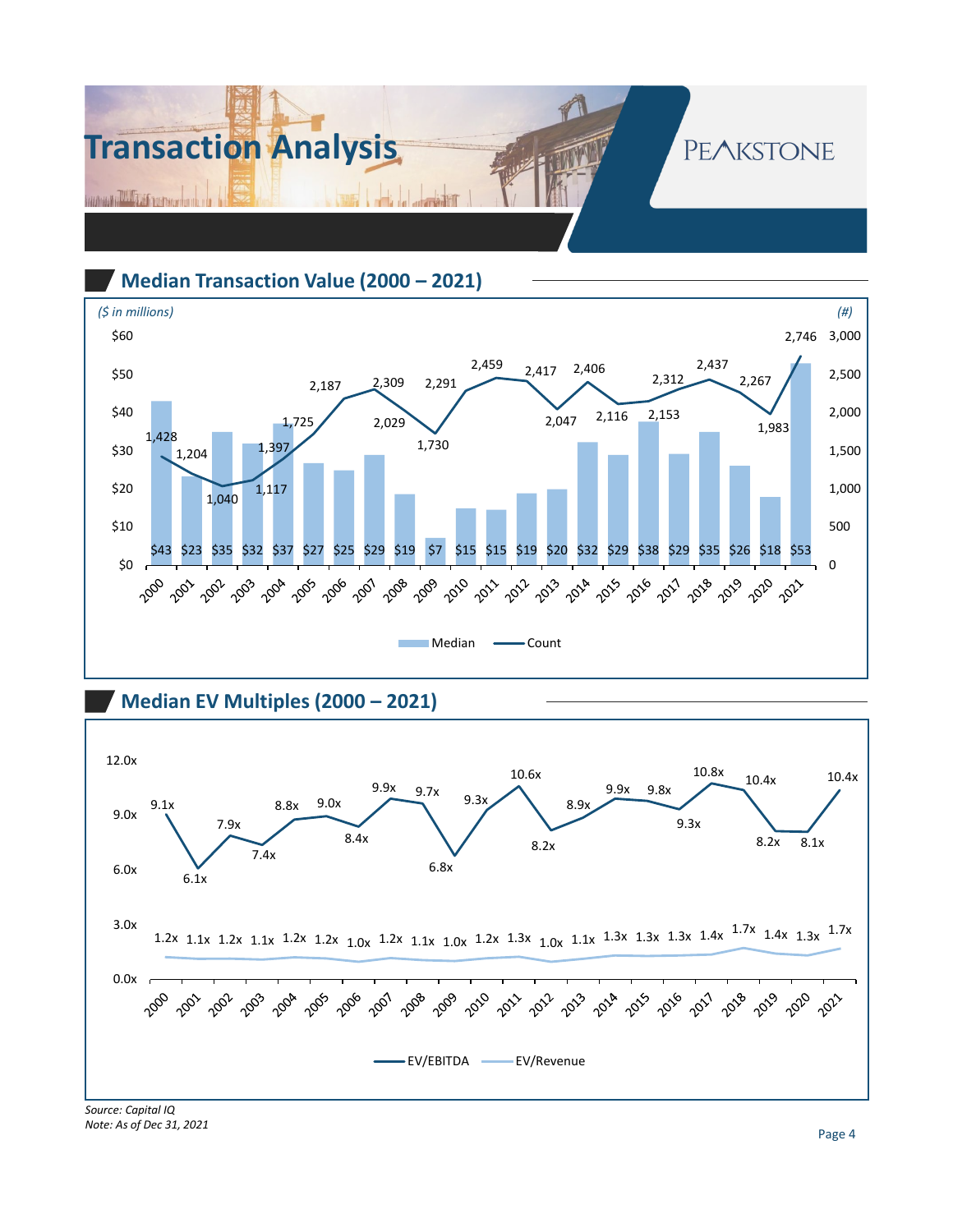# Transaction Analysis

## Median Transaction Value (2000 – 2021)

*($ in millions)* *(#)*

| Year | Median ($M) | Count (#) |
|---|---|---|
| 2000 | $43 | 1,428 |
| 2001 | $23 | 1,204 |
| 2002 | $35 | 1,040 |
| 2003 | $32 | 1,117 |
| 2004 | $37 | 1,397 |
| 2005 | $27 | 1,725 |
| 2006 | $25 | 2,187 |
| 2007 | $29 | 2,309 |
| 2008 | $19 | 2,029 |
| 2009 | $7 | 1,730 |
| 2010 | $15 | 2,291 |
| 2011 | $15 | 2,459 |
| 2012 | $19 | 2,417 |
| 2013 | $20 | 2,047 |
| 2014 | $32 | 2,406 |
| 2015 | $29 | 2,116 |
| 2016 | $38 | 2,153 |
| 2017 | $29 | 2,312 |
| 2018 | $35 | 2,437 |
| 2019 | $26 | 2,267 |
| 2020 | $18 | 1,983 |
| 2021 | $53 | 2,746 |

## Median EV Multiples (2000 – 2021)

| Year | EV/EBITDA | EV/Revenue |
|---|---|---|
| 2000 | 9.1x | 1.2x |
| 2001 | 6.1x | 1.1x |
| 2002 | 7.9x | 1.2x |
| 2003 | 7.4x | 1.1x |
| 2004 | 8.8x | 1.2x |
| 2005 | 9.0x | 1.2x |
| 2006 | 8.4x | 1.0x |
| 2007 | 9.9x | 1.2x |
| 2008 | 9.7x | 1.1x |
| 2009 | 6.8x | 1.0x |
| 2010 | 9.3x | 1.2x |
| 2011 | 10.6x | 1.3x |
| 2012 | 8.2x | 1.0x |
| 2013 | 8.9x | 1.1x |
| 2014 | 9.9x | 1.3x |
| 2015 | 9.8x | 1.3x |
| 2016 | 9.3x | 1.3x |
| 2017 | 10.8x | 1.4x |
| 2018 | 10.4x | 1.7x |
| 2019 | 8.2x | 1.4x |
| 2020 | 8.1x | 1.3x |
| 2021 | 10.4x | 1.7x |

*Source: Capital IQ*
*Note: As of Dec 31, 2021*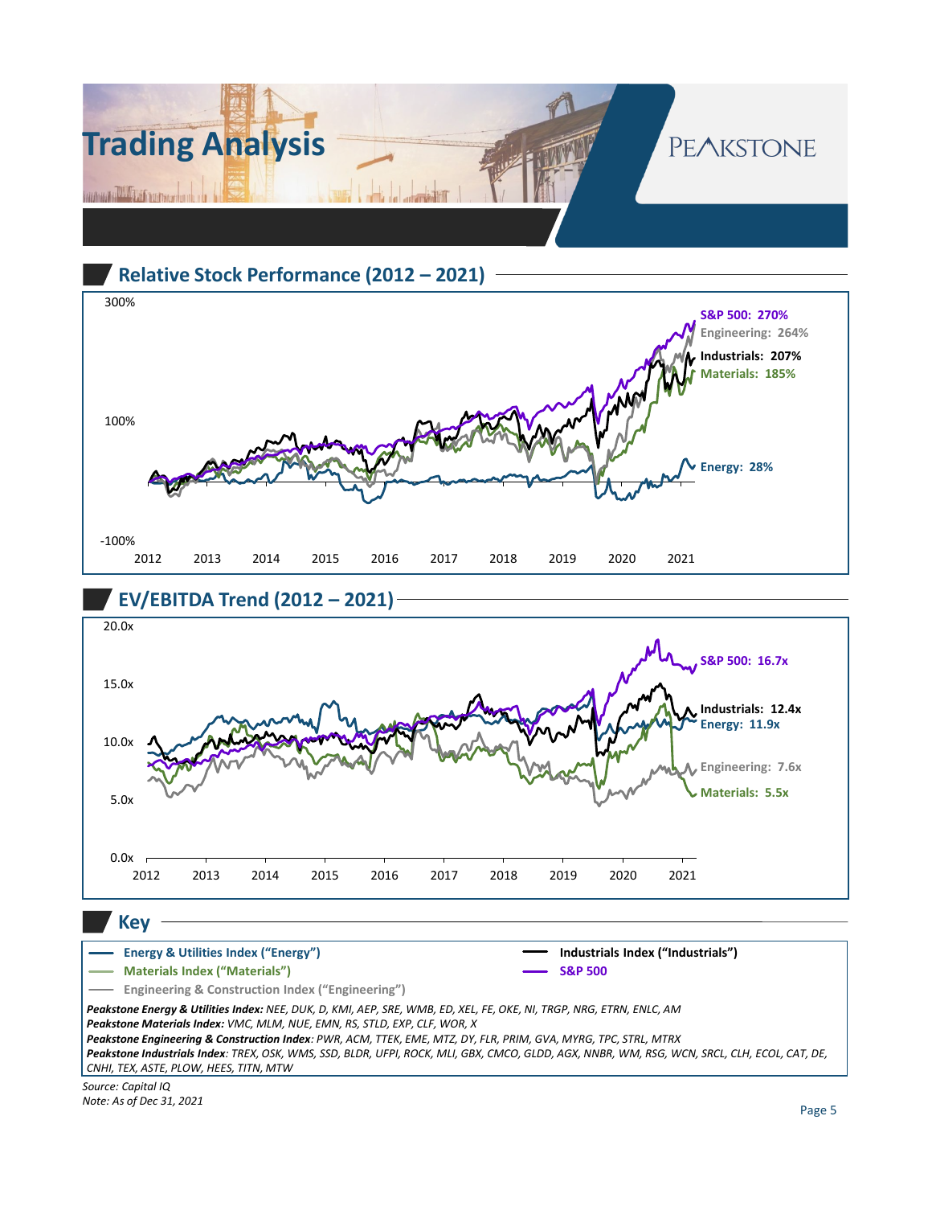# Trading Analysis

PEAKSTONE

## Relative Stock Performance (2012 – 2021)

300%

100%

-100%

2012 2013 2014 2015 2016 2017 2018 2019 2020 2021

S&P 500: 270%
Engineering: 264%
Industrials: 207%
Materials: 185%
Energy: 28%

## EV/EBITDA Trend (2012 – 2021)

20.0x

15.0x

10.0x

5.0x

0.0x

2012 2013 2014 2015 2016 2017 2018 2019 2020 2021

S&P 500: 16.7x
Industrials: 12.4x
Energy: 11.9x
Engineering: 7.6x
Materials: 5.5x

## Key

- Energy & Utilities Index ("Energy")
- Materials Index ("Materials")
- Engineering & Construction Index ("Engineering")
- Industrials Index ("Industrials")
- S&P 500

***Peakstone Energy & Utilities Index:*** *NEE, DUK, D, KMI, AEP, SRE, WMB, ED, XEL, FE, OKE, NI, TRGP, NRG, ETRN, ENLC, AM*

***Peakstone Materials Index:*** *VMC, MLM, NUE, EMN, RS, STLD, EXP, CLF, WOR, X*

***Peakstone Engineering & Construction Index****: PWR, ACM, TTEK, EME, MTZ, DY, FLR, PRIM, GVA, MYRG, TPC, STRL, MTRX*

***Peakstone Industrials Index****: TREX, OSK, WMS, SSD, BLDR, UFPI, ROCK, MLI, GBX, CMCO, GLDD, AGX, NNBR, WM, RSG, WCN, SRCL, CLH, ECOL, CAT, DE, CNHI, TEX, ASTE, PLOW, HEES, TITN, MTW*

*Source: Capital IQ*
*Note: As of Dec 31, 2021*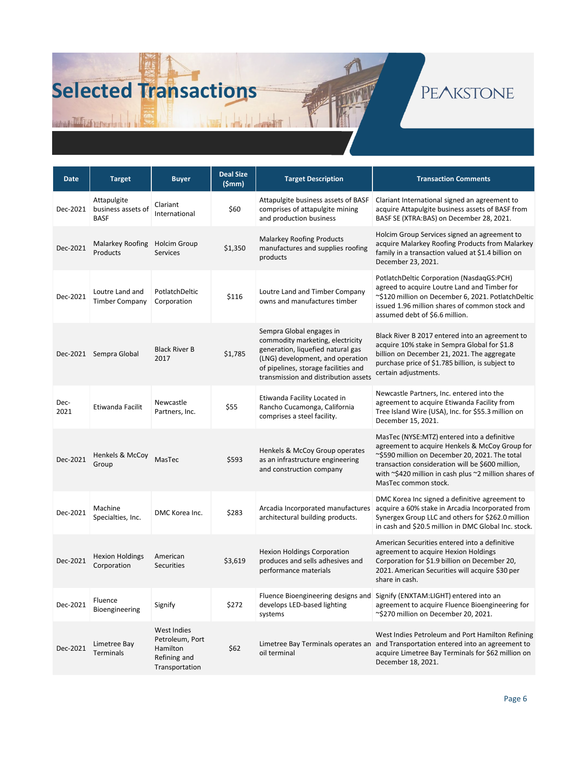# Selected Transactions

PEAKSTONE

| Date | Target | Buyer | Deal Size ($mm) | Target Description | Transaction Comments |
|---|---|---|---|---|---|
| Dec-2021 | Attapulgite business assets of BASF | Clariant International | $60 | Attapulgite business assets of BASF comprises of attapulgite mining and production business | Clariant International signed an agreement to acquire Attapulgite business assets of BASF from BASF SE (XTRA:BAS) on December 28, 2021. |
| Dec-2021 | Malarkey Roofing Products | Holcim Group Services | $1,350 | Malarkey Roofing Products manufactures and supplies roofing products | Holcim Group Services signed an agreement to acquire Malarkey Roofing Products from Malarkey family in a transaction valued at $1.4 billion on December 23, 2021. |
| Dec-2021 | Loutre Land and Timber Company | PotlatchDeltic Corporation | $116 | Loutre Land and Timber Company owns and manufactures timber | PotlatchDeltic Corporation (NasdaqGS:PCH) agreed to acquire Loutre Land and Timber for ~$120 million on December 6, 2021. PotlatchDeltic issued 1.96 million shares of common stock and assumed debt of $6.6 million. |
| Dec-2021 | Sempra Global | Black River B 2017 | $1,785 | Sempra Global engages in commodity marketing, electricity generation, liquefied natural gas (LNG) development, and operation of pipelines, storage facilities and transmission and distribution assets | Black River B 2017 entered into an agreement to acquire 10% stake in Sempra Global for $1.8 billion on December 21, 2021. The aggregate purchase price of $1.785 billion, is subject to certain adjustments. |
| Dec-2021 | Etiwanda Facilit | Newcastle Partners, Inc. | $55 | Etiwanda Facility Located in Rancho Cucamonga, California comprises a steel facility. | Newcastle Partners, Inc. entered into the agreement to acquire Etiwanda Facility from Tree Island Wire (USA), Inc. for $55.3 million on December 15, 2021. |
| Dec-2021 | Henkels & McCoy Group | MasTec | $593 | Henkels & McCoy Group operates as an infrastructure engineering and construction company | MasTec (NYSE:MTZ) entered into a definitive agreement to acquire Henkels & McCoy Group for ~$590 million on December 20, 2021. The total transaction consideration will be $600 million, with ~$420 million in cash plus ~2 million shares of MasTec common stock. |
| Dec-2021 | Machine Specialties, Inc. | DMC Korea Inc. | $283 | Arcadia Incorporated manufactures architectural building products. | DMC Korea Inc signed a definitive agreement to acquire a 60% stake in Arcadia Incorporated from Synergex Group LLC and others for $262.0 million in cash and $20.5 million in DMC Global Inc. stock. |
| Dec-2021 | Hexion Holdings Corporation | American Securities | $3,619 | Hexion Holdings Corporation produces and sells adhesives and performance materials | American Securities entered into a definitive agreement to acquire Hexion Holdings Corporation for $1.9 billion on December 20, 2021. American Securities will acquire $30 per share in cash. |
| Dec-2021 | Fluence Bioengineering | Signify | $272 | Fluence Bioengineering designs and develops LED-based lighting systems | Signify (ENXTAM:LIGHT) entered into an agreement to acquire Fluence Bioengineering for ~$270 million on December 20, 2021. |
| Dec-2021 | Limetree Bay Terminals | West Indies Petroleum, Port Hamilton Refining and Transportation | $62 | Limetree Bay Terminals operates an oil terminal | West Indies Petroleum and Port Hamilton Refining and Transportation entered into an agreement to acquire Limetree Bay Terminals for $62 million on December 18, 2021. |